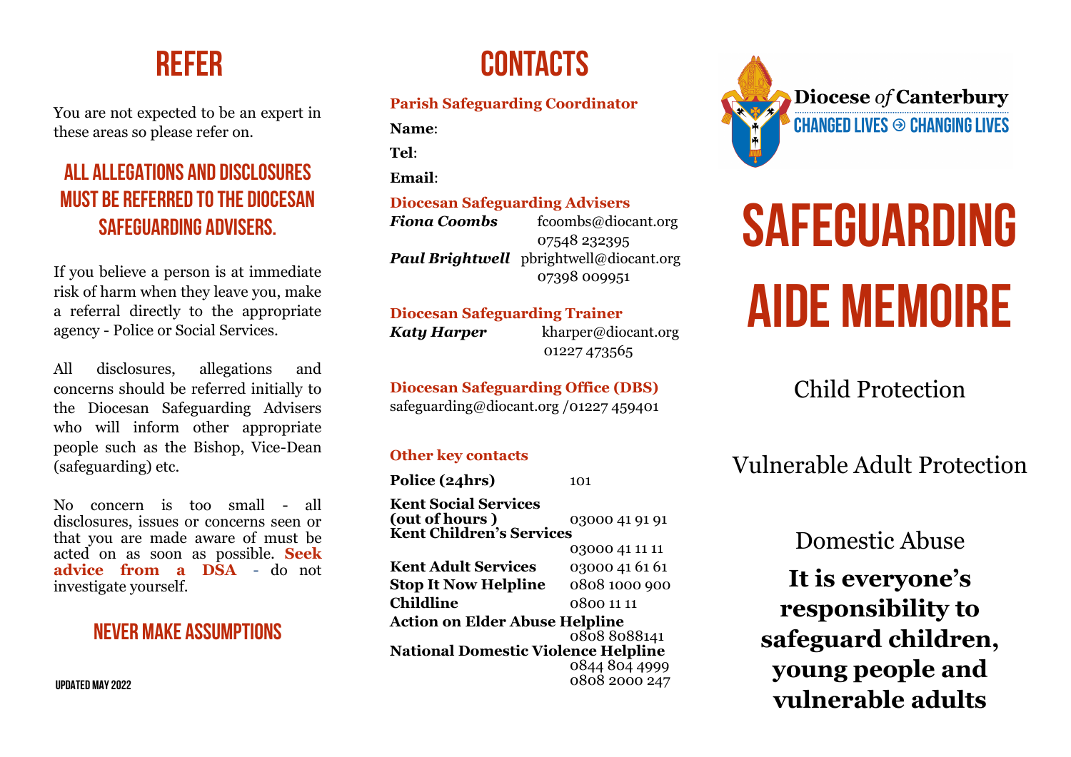# REFER

You are not expected to be an expert in these areas so please refer on.

## ALL ALLEGATIONS AND DISCLOSURES MUST BE REFERRED TO THE DIOCESAN SAFEGUARDING ADVISERS.

If you believe a person is at immediate risk of harm when they leave you, make a referral directly to the appropriate agency - Police or Social Services.

All disclosures, allegations and concerns should be referred initially to the Diocesan Safeguarding Advisers who will inform other appropriate people such as the Bishop, Vice-Dean (safeguarding) etc.

No concern is too small - all disclosures, issues or concerns seen or that you are made aware of must be acted on as soon as possible. **Seek advice from a DSA** - do not investigate yourself.

## NEVER MAKE ASSUMPTIONS

UPDATED MAY 2022

# CONTACTS

**Parish Safeguarding Coordinator**

**Name**:

**Tel**:

**Email**:

**Diocesan Safeguarding Advisers**

***Fiona Coombs*** fcoombs@diocant.org
07548 232395

***Paul Brightwell*** pbrightwell@diocant.org
07398 009951

**Diocesan Safeguarding Trainer**

***Katy Harper*** kharper@diocant.org
01227 473565

**Diocesan Safeguarding Office (DBS)**

safeguarding@diocant.org /01227 459401

**Other key contacts**

| | |
|---|---|
| **Police (24hrs)** | 101 |
| **Kent Social Services (out of hours )** | 03000 41 91 91 |
| **Kent Children's Services** | 03000 41 11 11 |
| **Kent Adult Services** | 03000 41 61 61 |
| **Stop It Now Helpline** | 0808 1000 900 |
| **Childline** | 0800 11 11 |
| **Action on Elder Abuse Helpline** | 0808 8088141 |
| **National Domestic Violence Helpline** | 0844 804 4999<br>0808 2000 247 |

**Diocese** *of* **Canterbury**

CHANGED LIVES → CHANGING LIVES

# SAFEGUARDING AIDE MEMOIRE

Child Protection

Vulnerable Adult Protection

Domestic Abuse

**It is everyone's responsibility to safeguard children, young people and vulnerable adults**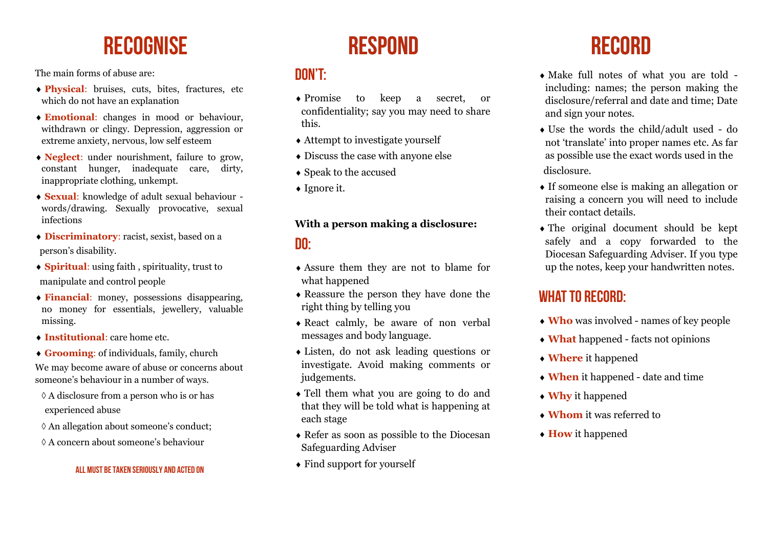# RECOGNISE

The main forms of abuse are:

- **Physical**: bruises, cuts, bites, fractures, etc which do not have an explanation
- **Emotional**: changes in mood or behaviour, withdrawn or clingy. Depression, aggression or extreme anxiety, nervous, low self esteem
- **Neglect**: under nourishment, failure to grow, constant hunger, inadequate care, dirty, inappropriate clothing, unkempt.
- **Sexual**: knowledge of adult sexual behaviour - words/drawing. Sexually provocative, sexual infections
- **Discriminatory**: racist, sexist, based on a person's disability.
- **Spiritual**: using faith , spirituality, trust to manipulate and control people
- **Financial**: money, possessions disappearing, no money for essentials, jewellery, valuable missing.
- **Institutional**: care home etc.
- **Grooming**: of individuals, family, church

We may become aware of abuse or concerns about someone's behaviour in a number of ways.

- ◊ A disclosure from a person who is or has experienced abuse
- ◊ An allegation about someone's conduct;
- ◊ A concern about someone's behaviour

**ALL MUST BE TAKEN SERIOUSLY AND ACTED ON**

# RESPOND

## DON'T:

- Promise to keep a secret, or confidentiality; say you may need to share this.
- Attempt to investigate yourself
- Discuss the case with anyone else
- Speak to the accused
- Ignore it.

**With a person making a disclosure:**

## DO:

- Assure them they are not to blame for what happened
- Reassure the person they have done the right thing by telling you
- React calmly, be aware of non verbal messages and body language.
- Listen, do not ask leading questions or investigate. Avoid making comments or judgements.
- Tell them what you are going to do and that they will be told what is happening at each stage
- Refer as soon as possible to the Diocesan Safeguarding Adviser
- Find support for yourself

# RECORD

- Make full notes of what you are told - including: names; the person making the disclosure/referral and date and time; Date and sign your notes.
- Use the words the child/adult used - do not 'translate' into proper names etc. As far as possible use the exact words used in the disclosure.
- If someone else is making an allegation or raising a concern you will need to include their contact details.
- The original document should be kept safely and a copy forwarded to the Diocesan Safeguarding Adviser. If you type up the notes, keep your handwritten notes.

## WHAT TO RECORD:

- **Who** was involved - names of key people
- **What** happened - facts not opinions
- **Where** it happened
- **When** it happened - date and time
- **Why** it happened
- **Whom** it was referred to
- **How** it happened